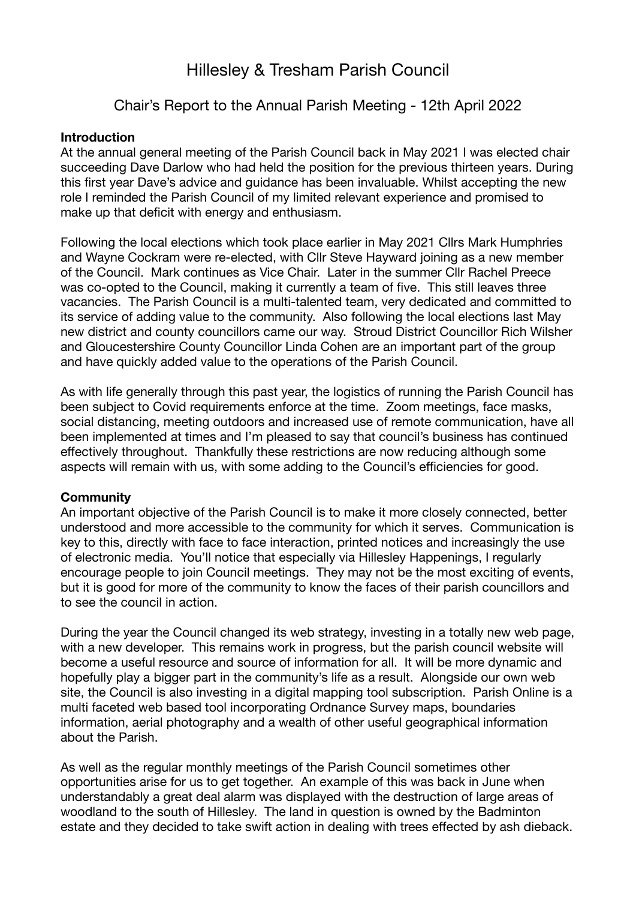# Hillesley & Tresham Parish Council

## Chair's Report to the Annual Parish Meeting - 12th April 2022

**Introduction**

At the annual general meeting of the Parish Council back in May 2021 I was elected chair succeeding Dave Darlow who had held the position for the previous thirteen years. During this first year Dave's advice and guidance has been invaluable. Whilst accepting the new role I reminded the Parish Council of my limited relevant experience and promised to make up that deficit with energy and enthusiasm.

Following the local elections which took place earlier in May 2021 Cllrs Mark Humphries and Wayne Cockram were re-elected, with Cllr Steve Hayward joining as a new member of the Council. Mark continues as Vice Chair. Later in the summer Cllr Rachel Preece was co-opted to the Council, making it currently a team of five. This still leaves three vacancies. The Parish Council is a multi-talented team, very dedicated and committed to its service of adding value to the community. Also following the local elections last May new district and county councillors came our way. Stroud District Councillor Rich Wilsher and Gloucestershire County Councillor Linda Cohen are an important part of the group and have quickly added value to the operations of the Parish Council.

As with life generally through this past year, the logistics of running the Parish Council has been subject to Covid requirements enforce at the time. Zoom meetings, face masks, social distancing, meeting outdoors and increased use of remote communication, have all been implemented at times and I'm pleased to say that council's business has continued effectively throughout. Thankfully these restrictions are now reducing although some aspects will remain with us, with some adding to the Council's efficiencies for good.

**Community**

An important objective of the Parish Council is to make it more closely connected, better understood and more accessible to the community for which it serves. Communication is key to this, directly with face to face interaction, printed notices and increasingly the use of electronic media. You'll notice that especially via Hillesley Happenings, I regularly encourage people to join Council meetings. They may not be the most exciting of events, but it is good for more of the community to know the faces of their parish councillors and to see the council in action.

During the year the Council changed its web strategy, investing in a totally new web page, with a new developer. This remains work in progress, but the parish council website will become a useful resource and source of information for all. It will be more dynamic and hopefully play a bigger part in the community's life as a result. Alongside our own web site, the Council is also investing in a digital mapping tool subscription. Parish Online is a multi faceted web based tool incorporating Ordnance Survey maps, boundaries information, aerial photography and a wealth of other useful geographical information about the Parish.

As well as the regular monthly meetings of the Parish Council sometimes other opportunities arise for us to get together. An example of this was back in June when understandably a great deal alarm was displayed with the destruction of large areas of woodland to the south of Hillesley. The land in question is owned by the Badminton estate and they decided to take swift action in dealing with trees effected by ash dieback.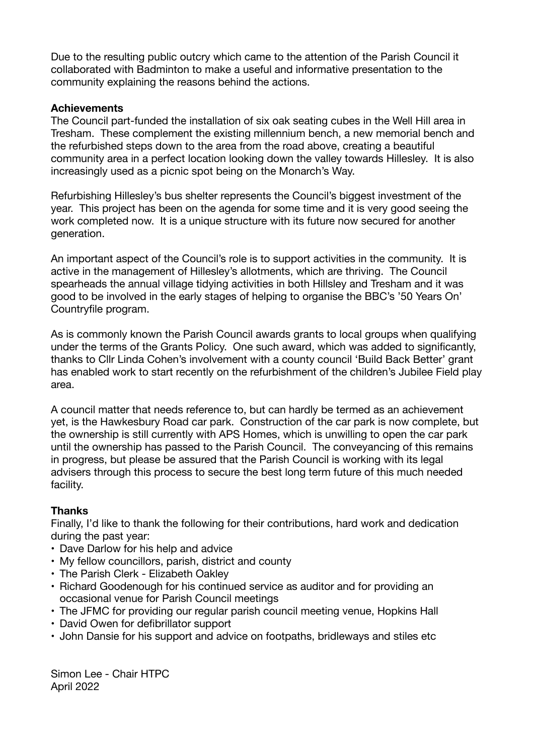Due to the resulting public outcry which came to the attention of the Parish Council it collaborated with Badminton to make a useful and informative presentation to the community explaining the reasons behind the actions.

**Achievements**

The Council part-funded the installation of six oak seating cubes in the Well Hill area in Tresham. These complement the existing millennium bench, a new memorial bench and the refurbished steps down to the area from the road above, creating a beautiful community area in a perfect location looking down the valley towards Hillesley. It is also increasingly used as a picnic spot being on the Monarch's Way.

Refurbishing Hillesley's bus shelter represents the Council's biggest investment of the year. This project has been on the agenda for some time and it is very good seeing the work completed now. It is a unique structure with its future now secured for another generation.

An important aspect of the Council's role is to support activities in the community. It is active in the management of Hillesley's allotments, which are thriving. The Council spearheads the annual village tidying activities in both Hillsley and Tresham and it was good to be involved in the early stages of helping to organise the BBC's '50 Years On' Countryfile program.

As is commonly known the Parish Council awards grants to local groups when qualifying under the terms of the Grants Policy. One such award, which was added to significantly, thanks to Cllr Linda Cohen's involvement with a county council 'Build Back Better' grant has enabled work to start recently on the refurbishment of the children's Jubilee Field play area.

A council matter that needs reference to, but can hardly be termed as an achievement yet, is the Hawkesbury Road car park. Construction of the car park is now complete, but the ownership is still currently with APS Homes, which is unwilling to open the car park until the ownership has passed to the Parish Council. The conveyancing of this remains in progress, but please be assured that the Parish Council is working with its legal advisers through this process to secure the best long term future of this much needed facility.

**Thanks**

Finally, I'd like to thank the following for their contributions, hard work and dedication during the past year:

- Dave Darlow for his help and advice
- My fellow councillors, parish, district and county
- The Parish Clerk - Elizabeth Oakley
- Richard Goodenough for his continued service as auditor and for providing an occasional venue for Parish Council meetings
- The JFMC for providing our regular parish council meeting venue, Hopkins Hall
- David Owen for defibrillator support
- John Dansie for his support and advice on footpaths, bridleways and stiles etc

Simon Lee - Chair HTPC
April 2022